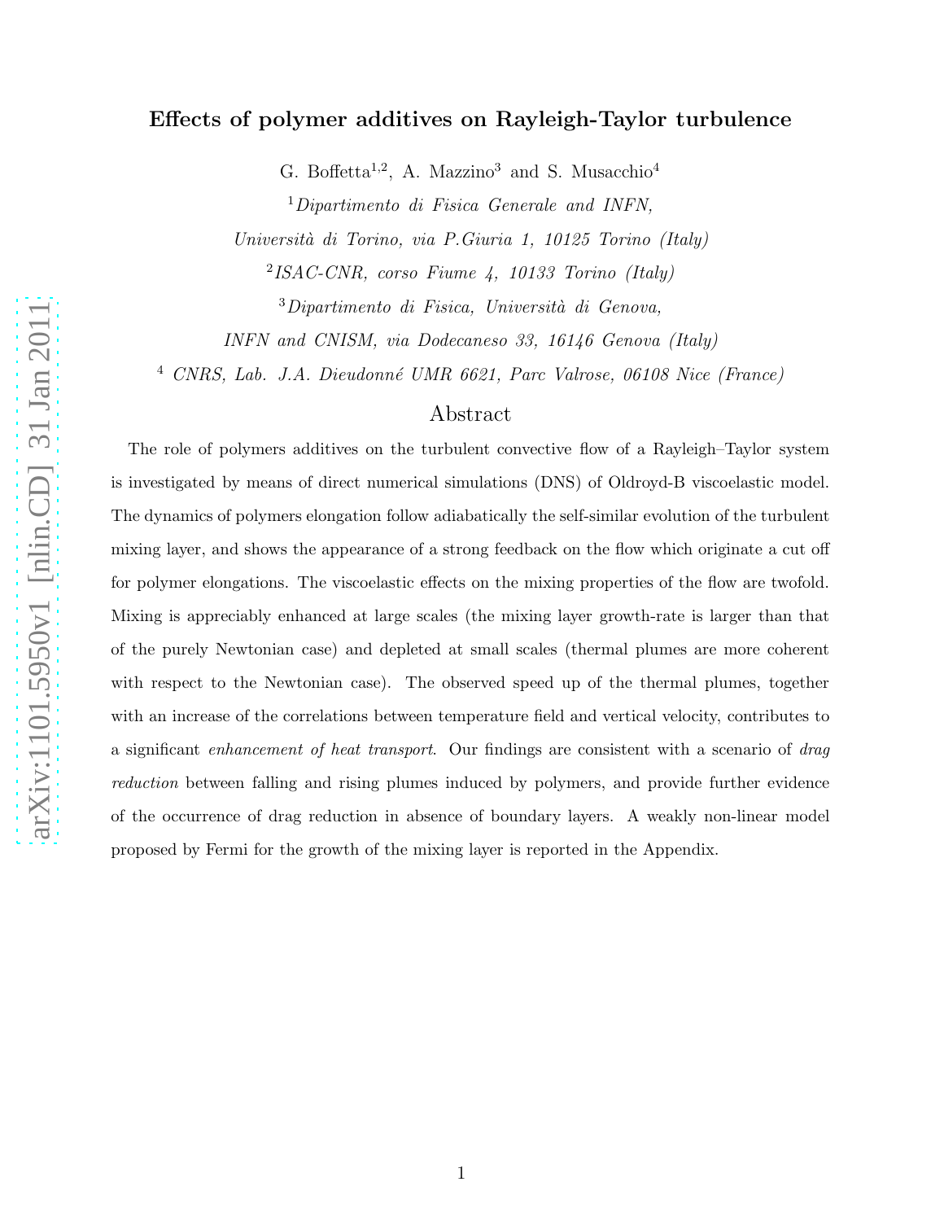# Effects of polymer additives on Rayleigh-Taylor turbulence

G. Boffetta[1,2], A. Mazzino[3] and S. Musacchio[4]

[1] *Dipartimento di Fisica Generale and INFN, Università di Torino, via P.Giuria 1, 10125 Torino (Italy)*

[2] *ISAC-CNR, corso Fiume 4, 10133 Torino (Italy)*

[3] *Dipartimento di Fisica, Università di Genova, INFN and CNISM, via Dodecaneso 33, 16146 Genova (Italy)*

[4] *CNRS, Lab. J.A. Dieudonné UMR 6621, Parc Valrose, 06108 Nice (France)*

## Abstract

The role of polymers additives on the turbulent convective flow of a Rayleigh–Taylor system is investigated by means of direct numerical simulations (DNS) of Oldroyd-B viscoelastic model. The dynamics of polymers elongation follow adiabatically the self-similar evolution of the turbulent mixing layer, and shows the appearance of a strong feedback on the flow which originate a cut off for polymer elongations. The viscoelastic effects on the mixing properties of the flow are twofold. Mixing is appreciably enhanced at large scales (the mixing layer growth-rate is larger than that of the purely Newtonian case) and depleted at small scales (thermal plumes are more coherent with respect to the Newtonian case). The observed speed up of the thermal plumes, together with an increase of the correlations between temperature field and vertical velocity, contributes to a significant *enhancement of heat transport*. Our findings are consistent with a scenario of *drag reduction* between falling and rising plumes induced by polymers, and provide further evidence of the occurrence of drag reduction in absence of boundary layers. A weakly non-linear model proposed by Fermi for the growth of the mixing layer is reported in the Appendix.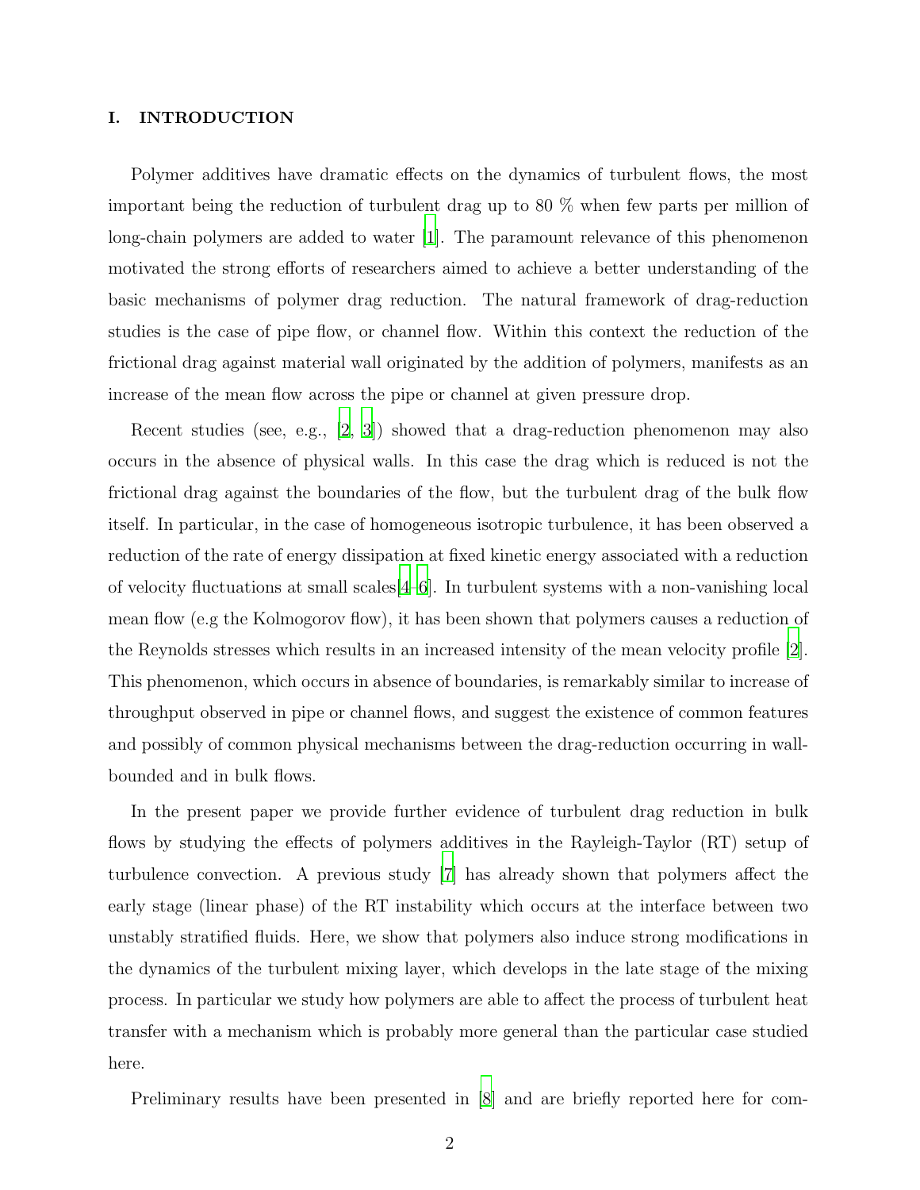## I. INTRODUCTION

Polymer additives have dramatic effects on the dynamics of turbulent flows, the most important being the reduction of turbulent drag up to 80 % when few parts per million of long-chain polymers are added to water [1]. The paramount relevance of this phenomenon motivated the strong efforts of researchers aimed to achieve a better understanding of the basic mechanisms of polymer drag reduction. The natural framework of drag-reduction studies is the case of pipe flow, or channel flow. Within this context the reduction of the frictional drag against material wall originated by the addition of polymers, manifests as an increase of the mean flow across the pipe or channel at given pressure drop.

Recent studies (see, e.g., [2, 3]) showed that a drag-reduction phenomenon may also occurs in the absence of physical walls. In this case the drag which is reduced is not the frictional drag against the boundaries of the flow, but the turbulent drag of the bulk flow itself. In particular, in the case of homogeneous isotropic turbulence, it has been observed a reduction of the rate of energy dissipation at fixed kinetic energy associated with a reduction of velocity fluctuations at small scales[4–6]. In turbulent systems with a non-vanishing local mean flow (e.g the Kolmogorov flow), it has been shown that polymers causes a reduction of the Reynolds stresses which results in an increased intensity of the mean velocity profile [2]. This phenomenon, which occurs in absence of boundaries, is remarkably similar to increase of throughput observed in pipe or channel flows, and suggest the existence of common features and possibly of common physical mechanisms between the drag-reduction occurring in wall-bounded and in bulk flows.

In the present paper we provide further evidence of turbulent drag reduction in bulk flows by studying the effects of polymers additives in the Rayleigh-Taylor (RT) setup of turbulence convection. A previous study [7] has already shown that polymers affect the early stage (linear phase) of the RT instability which occurs at the interface between two unstably stratified fluids. Here, we show that polymers also induce strong modifications in the dynamics of the turbulent mixing layer, which develops in the late stage of the mixing process. In particular we study how polymers are able to affect the process of turbulent heat transfer with a mechanism which is probably more general than the particular case studied here.

Preliminary results have been presented in [8] and are briefly reported here for com-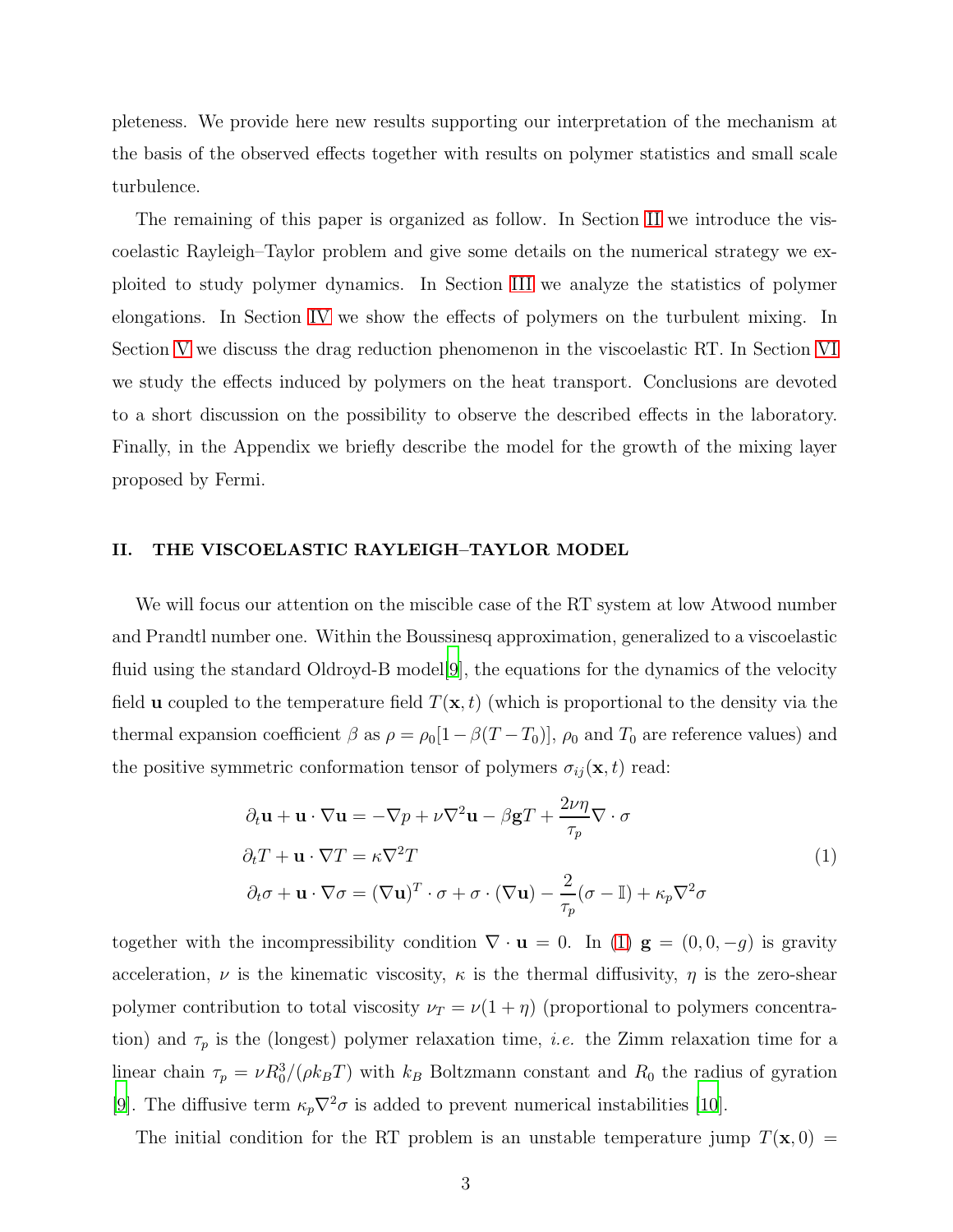pleteness. We provide here new results supporting our interpretation of the mechanism at the basis of the observed effects together with results on polymer statistics and small scale turbulence.

The remaining of this paper is organized as follow. In Section II we introduce the viscoelastic Rayleigh–Taylor problem and give some details on the numerical strategy we exploited to study polymer dynamics. In Section III we analyze the statistics of polymer elongations. In Section IV we show the effects of polymers on the turbulent mixing. In Section V we discuss the drag reduction phenomenon in the viscoelastic RT. In Section VI we study the effects induced by polymers on the heat transport. Conclusions are devoted to a short discussion on the possibility to observe the described effects in the laboratory. Finally, in the Appendix we briefly describe the model for the growth of the mixing layer proposed by Fermi.

## II. THE VISCOELASTIC RAYLEIGH–TAYLOR MODEL

We will focus our attention on the miscible case of the RT system at low Atwood number and Prandtl number one. Within the Boussinesq approximation, generalized to a viscoelastic fluid using the standard Oldroyd-B model[9], the equations for the dynamics of the velocity field $\mathbf{u}$ coupled to the temperature field $T(\mathbf{x}, t)$ (which is proportional to the density via the thermal expansion coefficient $\beta$ as $\rho = \rho_0[1 - \beta(T - T_0)]$, $\rho_0$ and $T_0$ are reference values) and the positive symmetric conformation tensor of polymers $\sigma_{ij}(\mathbf{x}, t)$ read:

$$
\begin{aligned}
&\partial_t \mathbf{u} + \mathbf{u} \cdot \nabla \mathbf{u} = -\nabla p + \nu \nabla^2 \mathbf{u} - \beta \mathbf{g} T + \frac{2\nu\eta}{\tau_p} \nabla \cdot \sigma \\
&\partial_t T + \mathbf{u} \cdot \nabla T = \kappa \nabla^2 T \\
&\partial_t \sigma + \mathbf{u} \cdot \nabla \sigma = (\nabla \mathbf{u})^T \cdot \sigma + \sigma \cdot (\nabla \mathbf{u}) - \frac{2}{\tau_p}(\sigma - \mathbb{I}) + \kappa_p \nabla^2 \sigma
\end{aligned}
\tag{1}
$$

together with the incompressibility condition $\nabla \cdot \mathbf{u} = 0$. In (1) $\mathbf{g} = (0, 0, -g)$ is gravity acceleration, $\nu$ is the kinematic viscosity, $\kappa$ is the thermal diffusivity, $\eta$ is the zero-shear polymer contribution to total viscosity $\nu_T = \nu(1 + \eta)$ (proportional to polymers concentration) and $\tau_p$ is the (longest) polymer relaxation time, *i.e.* the Zimm relaxation time for a linear chain $\tau_p = \nu R_0^3/(\rho k_B T)$ with $k_B$ Boltzmann constant and $R_0$ the radius of gyration [9]. The diffusive term $\kappa_p \nabla^2 \sigma$ is added to prevent numerical instabilities [10].

The initial condition for the RT problem is an unstable temperature jump $T(\mathbf{x}, 0) =$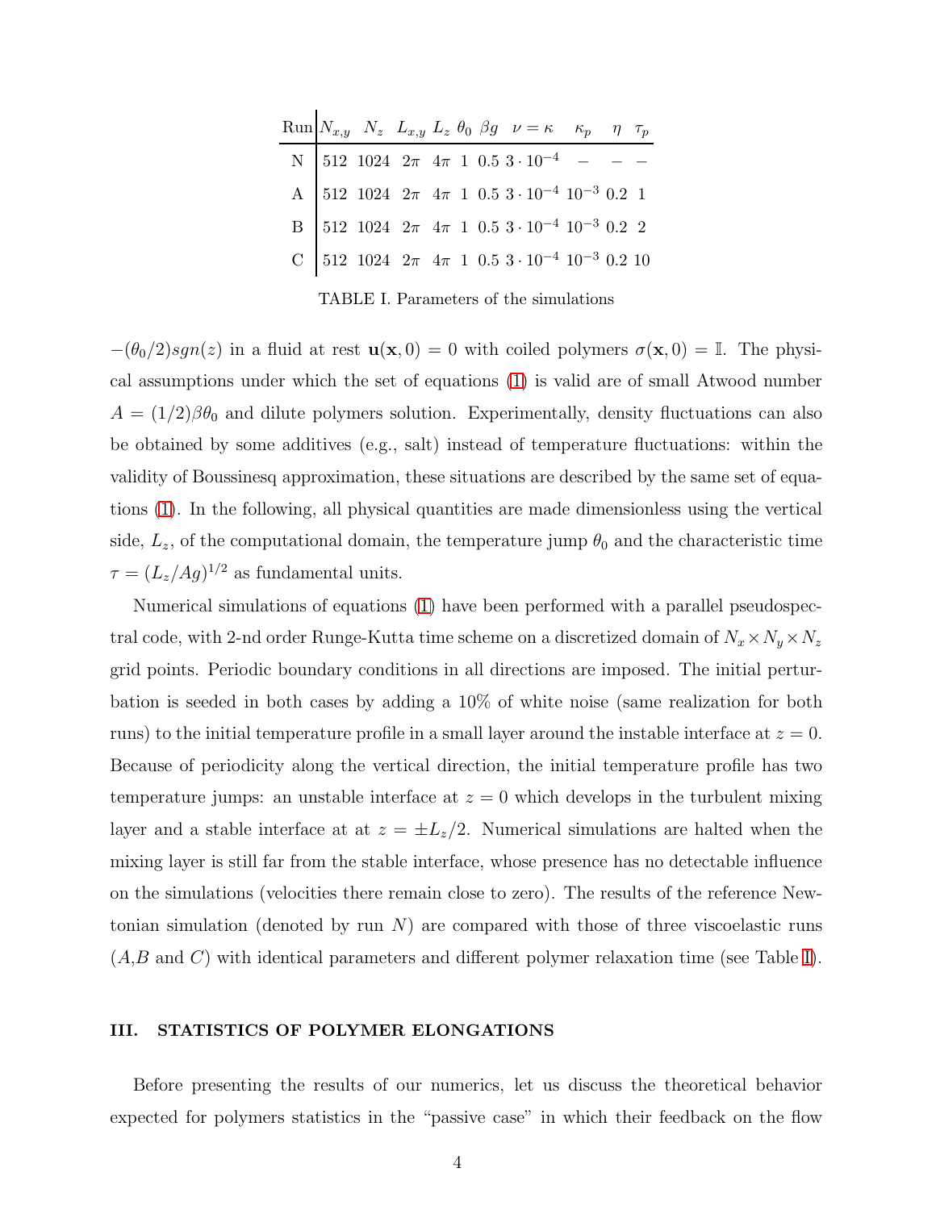| Run | $N_{x,y}$ | $N_z$ | $L_{x,y}$ | $L_z$ | $\theta_0$ | $\beta g$ | $\nu = \kappa$ | $\kappa_p$ | $\eta$ | $\tau_p$ |
|---|---|---|---|---|---|---|---|---|---|---|
| N | 512 | 1024 | $2\pi$ | $4\pi$ | 1 | 0.5 | $3 \cdot 10^{-4}$ | – | – | – |
| A | 512 | 1024 | $2\pi$ | $4\pi$ | 1 | 0.5 | $3 \cdot 10^{-4}$ | $10^{-3}$ | 0.2 | 1 |
| B | 512 | 1024 | $2\pi$ | $4\pi$ | 1 | 0.5 | $3 \cdot 10^{-4}$ | $10^{-3}$ | 0.2 | 2 |
| C | 512 | 1024 | $2\pi$ | $4\pi$ | 1 | 0.5 | $3 \cdot 10^{-4}$ | $10^{-3}$ | 0.2 | 10 |

TABLE I. Parameters of the simulations

$-(\theta_0/2)sgn(z)$ in a fluid at rest $\mathbf{u}(\mathbf{x}, 0) = 0$ with coiled polymers $\sigma(\mathbf{x}, 0) = \mathbb{I}$. The physical assumptions under which the set of equations (1) is valid are of small Atwood number $A = (1/2)\beta\theta_0$ and dilute polymers solution. Experimentally, density fluctuations can also be obtained by some additives (e.g., salt) instead of temperature fluctuations: within the validity of Boussinesq approximation, these situations are described by the same set of equations (1). In the following, all physical quantities are made dimensionless using the vertical side, $L_z$, of the computational domain, the temperature jump $\theta_0$ and the characteristic time $\tau = (L_z/Ag)^{1/2}$ as fundamental units.

Numerical simulations of equations (1) have been performed with a parallel pseudospectral code, with 2-nd order Runge-Kutta time scheme on a discretized domain of $N_x \times N_y \times N_z$ grid points. Periodic boundary conditions in all directions are imposed. The initial perturbation is seeded in both cases by adding a 10% of white noise (same realization for both runs) to the initial temperature profile in a small layer around the instable interface at $z = 0$. Because of periodicity along the vertical direction, the initial temperature profile has two temperature jumps: an unstable interface at $z = 0$ which develops in the turbulent mixing layer and a stable interface at at $z = \pm L_z/2$. Numerical simulations are halted when the mixing layer is still far from the stable interface, whose presence has no detectable influence on the simulations (velocities there remain close to zero). The results of the reference Newtonian simulation (denoted by run $N$) are compared with those of three viscoelastic runs ($A$,$B$ and $C$) with identical parameters and different polymer relaxation time (see Table I).

## III. STATISTICS OF POLYMER ELONGATIONS

Before presenting the results of our numerics, let us discuss the theoretical behavior expected for polymers statistics in the "passive case" in which their feedback on the flow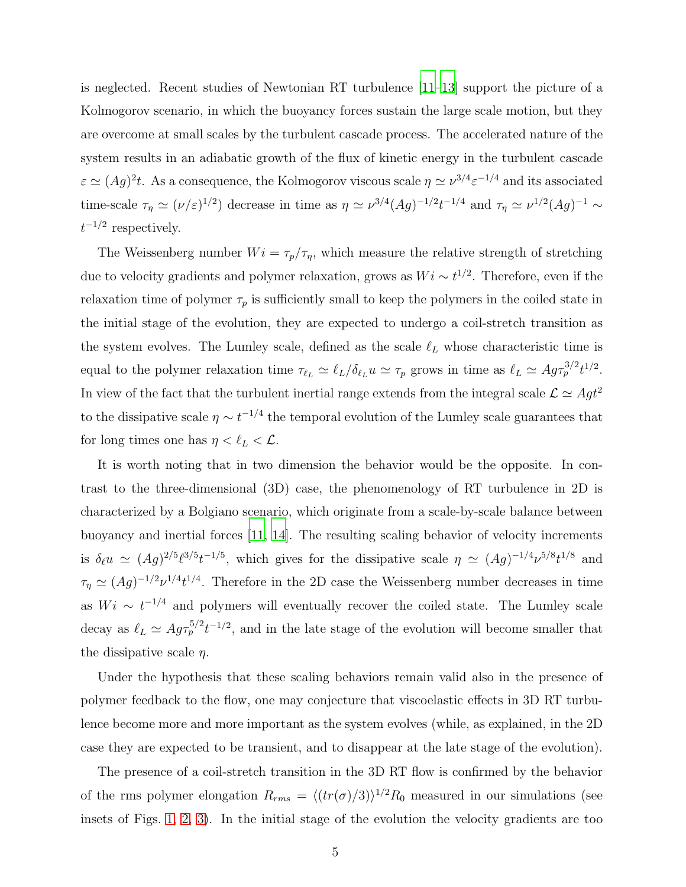is neglected. Recent studies of Newtonian RT turbulence [11–13] support the picture of a Kolmogorov scenario, in which the buoyancy forces sustain the large scale motion, but they are overcome at small scales by the turbulent cascade process. The accelerated nature of the system results in an adiabatic growth of the flux of kinetic energy in the turbulent cascade $\varepsilon \simeq (Ag)^2 t$. As a consequence, the Kolmogorov viscous scale $\eta \simeq \nu^{3/4}\varepsilon^{-1/4}$ and its associated time-scale $\tau_\eta \simeq (\nu/\varepsilon)^{1/2})$ decrease in time as $\eta \simeq \nu^{3/4}(Ag)^{-1/2}t^{-1/4}$ and $\tau_\eta \simeq \nu^{1/2}(Ag)^{-1} \sim t^{-1/2}$ respectively.

The Weissenberg number $Wi = \tau_p/\tau_\eta$, which measure the relative strength of stretching due to velocity gradients and polymer relaxation, grows as $Wi \sim t^{1/2}$. Therefore, even if the relaxation time of polymer $\tau_p$ is sufficiently small to keep the polymers in the coiled state in the initial stage of the evolution, they are expected to undergo a coil-stretch transition as the system evolves. The Lumley scale, defined as the scale $\ell_L$ whose characteristic time is equal to the polymer relaxation time $\tau_{\ell_L} \simeq \ell_L/\delta_{\ell_L}u \simeq \tau_p$ grows in time as $\ell_L \simeq Ag\tau_p^{3/2}t^{1/2}$. In view of the fact that the turbulent inertial range extends from the integral scale $\mathcal{L} \simeq Agt^2$ to the dissipative scale $\eta \sim t^{-1/4}$ the temporal evolution of the Lumley scale guarantees that for long times one has $\eta < \ell_L < \mathcal{L}$.

It is worth noting that in two dimension the behavior would be the opposite. In contrast to the three-dimensional (3D) case, the phenomenology of RT turbulence in 2D is characterized by a Bolgiano scenario, which originate from a scale-by-scale balance between buoyancy and inertial forces [11, 14]. The resulting scaling behavior of velocity increments is $\delta_\ell u \simeq (Ag)^{2/5}\ell^{3/5}t^{-1/5}$, which gives for the dissipative scale $\eta \simeq (Ag)^{-1/4}\nu^{5/8}t^{1/8}$ and $\tau_\eta \simeq (Ag)^{-1/2}\nu^{1/4}t^{1/4}$. Therefore in the 2D case the Weissenberg number decreases in time as $Wi \sim t^{-1/4}$ and polymers will eventually recover the coiled state. The Lumley scale decay as $\ell_L \simeq Ag\tau_p^{5/2}t^{-1/2}$, and in the late stage of the evolution will become smaller that the dissipative scale $\eta$.

Under the hypothesis that these scaling behaviors remain valid also in the presence of polymer feedback to the flow, one may conjecture that viscoelastic effects in 3D RT turbulence become more and more important as the system evolves (while, as explained, in the 2D case they are expected to be transient, and to disappear at the late stage of the evolution).

The presence of a coil-stretch transition in the 3D RT flow is confirmed by the behavior of the rms polymer elongation $R_{rms} = \langle (tr(\sigma)/3) \rangle^{1/2} R_0$ measured in our simulations (see insets of Figs. 1, 2, 3). In the initial stage of the evolution the velocity gradients are too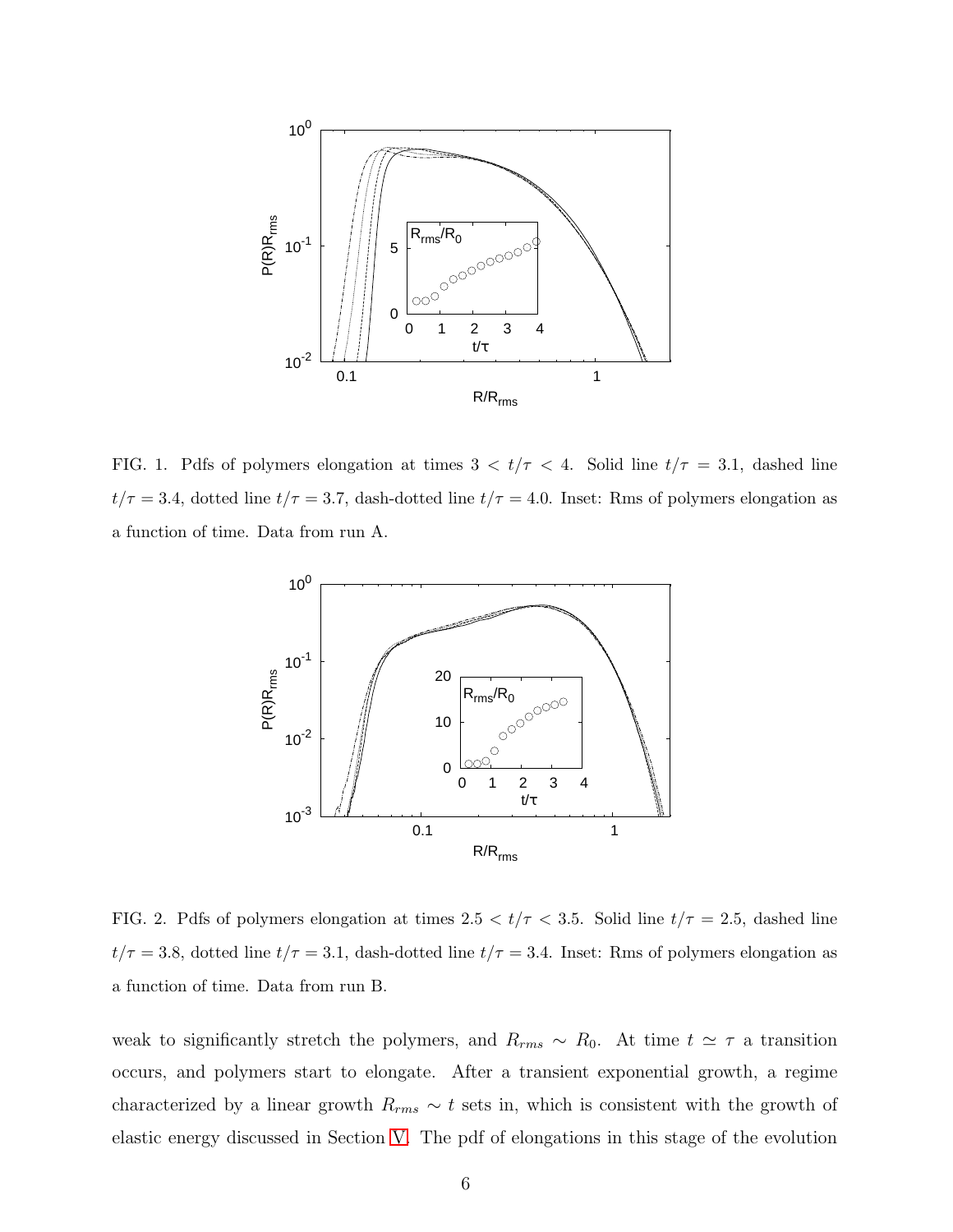FIG. 1. Pdfs of polymers elongation at times $3 < t/\tau < 4$. Solid line $t/\tau = 3.1$, dashed line $t/\tau = 3.4$, dotted line $t/\tau = 3.7$, dash-dotted line $t/\tau = 4.0$. Inset: Rms of polymers elongation as a function of time. Data from run A.

FIG. 2. Pdfs of polymers elongation at times $2.5 < t/\tau < 3.5$. Solid line $t/\tau = 2.5$, dashed line $t/\tau = 3.8$, dotted line $t/\tau = 3.1$, dash-dotted line $t/\tau = 3.4$. Inset: Rms of polymers elongation as a function of time. Data from run B.

weak to significantly stretch the polymers, and $R_{rms} \sim R_0$. At time $t \simeq \tau$ a transition occurs, and polymers start to elongate. After a transient exponential growth, a regime characterized by a linear growth $R_{rms} \sim t$ sets in, which is consistent with the growth of elastic energy discussed in Section V. The pdf of elongations in this stage of the evolution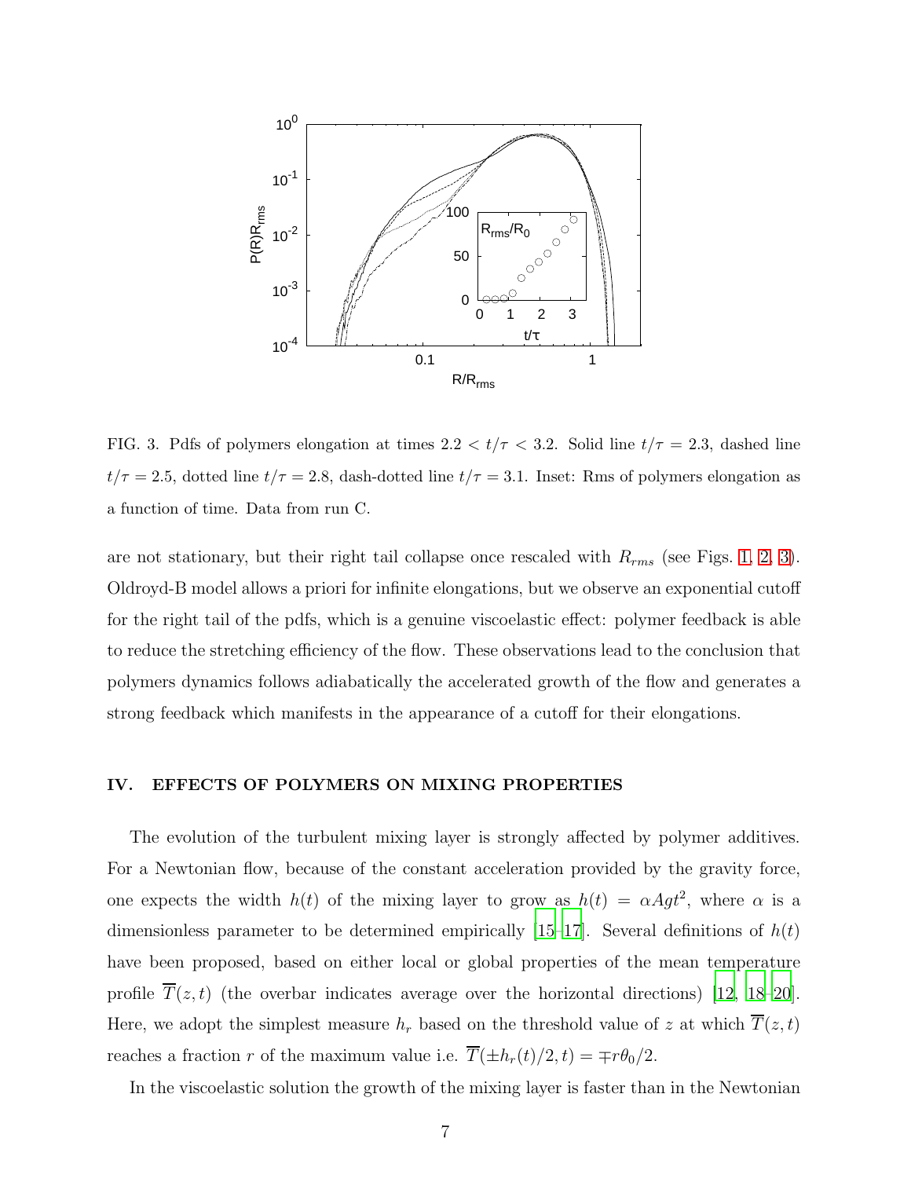FIG. 3. Pdfs of polymers elongation at times $2.2 < t/\tau < 3.2$. Solid line $t/\tau = 2.3$, dashed line $t/\tau = 2.5$, dotted line $t/\tau = 2.8$, dash-dotted line $t/\tau = 3.1$. Inset: Rms of polymers elongation as a function of time. Data from run C.

are not stationary, but their right tail collapse once rescaled with $R_{rms}$ (see Figs. 1, 2, 3). Oldroyd-B model allows a priori for infinite elongations, but we observe an exponential cutoff for the right tail of the pdfs, which is a genuine viscoelastic effect: polymer feedback is able to reduce the stretching efficiency of the flow. These observations lead to the conclusion that polymers dynamics follows adiabatically the accelerated growth of the flow and generates a strong feedback which manifests in the appearance of a cutoff for their elongations.

## IV. EFFECTS OF POLYMERS ON MIXING PROPERTIES

The evolution of the turbulent mixing layer is strongly affected by polymer additives. For a Newtonian flow, because of the constant acceleration provided by the gravity force, one expects the width $h(t)$ of the mixing layer to grow as $h(t) = \alpha A g t^2$, where $\alpha$ is a dimensionless parameter to be determined empirically [15–17]. Several definitions of $h(t)$ have been proposed, based on either local or global properties of the mean temperature profile $\overline{T}(z,t)$ (the overbar indicates average over the horizontal directions) [12, 18–20]. Here, we adopt the simplest measure $h_r$ based on the threshold value of $z$ at which $\overline{T}(z,t)$ reaches a fraction $r$ of the maximum value i.e. $\overline{T}(\pm h_r(t)/2, t) = \mp r\theta_0/2$.

In the viscoelastic solution the growth of the mixing layer is faster than in the Newtonian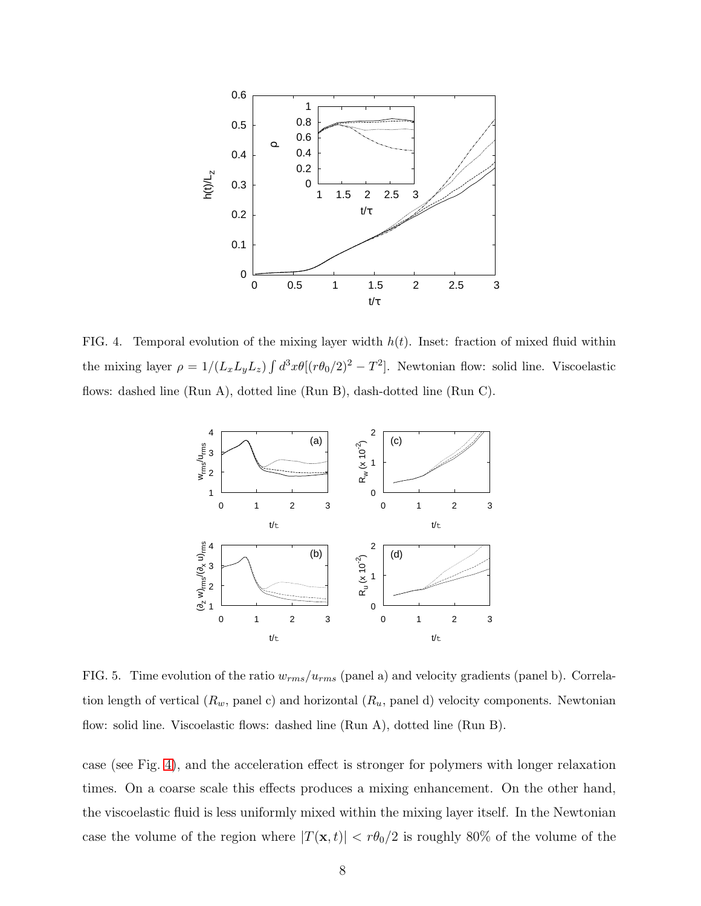FIG. 4. Temporal evolution of the mixing layer width $h(t)$. Inset: fraction of mixed fluid within the mixing layer $\rho = 1/(L_x L_y L_z) \int d^3x \theta[(r\theta_0/2)^2 - T^2]$. Newtonian flow: solid line. Viscoelastic flows: dashed line (Run A), dotted line (Run B), dash-dotted line (Run C).

FIG. 5. Time evolution of the ratio $w_{rms}/u_{rms}$ (panel a) and velocity gradients (panel b). Correlation length of vertical ($R_w$, panel c) and horizontal ($R_u$, panel d) velocity components. Newtonian flow: solid line. Viscoelastic flows: dashed line (Run A), dotted line (Run B).

case (see Fig. 4), and the acceleration effect is stronger for polymers with longer relaxation times. On a coarse scale this effects produces a mixing enhancement. On the other hand, the viscoelastic fluid is less uniformly mixed within the mixing layer itself. In the Newtonian case the volume of the region where $|T(\mathbf{x}, t)| < r\theta_0/2$ is roughly 80% of the volume of the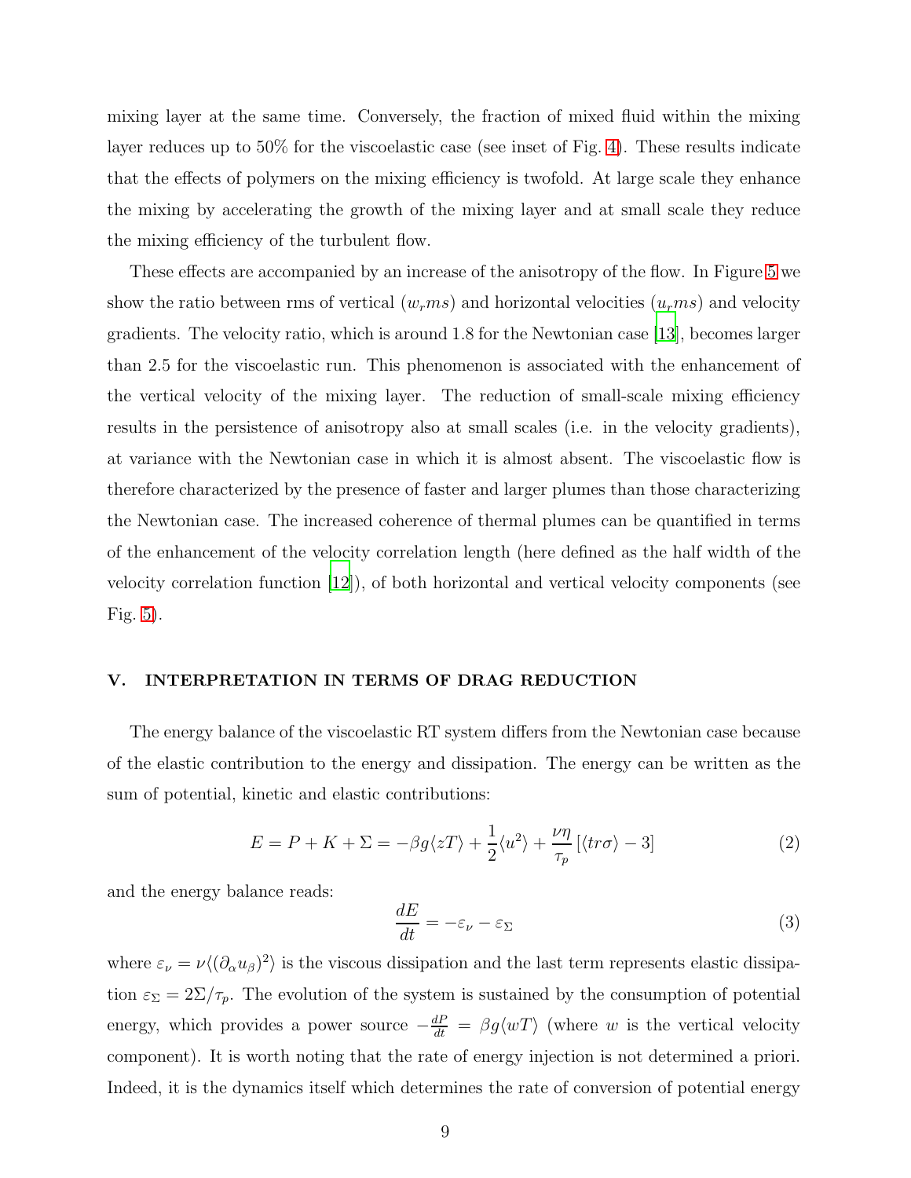mixing layer at the same time. Conversely, the fraction of mixed fluid within the mixing layer reduces up to 50% for the viscoelastic case (see inset of Fig. 4). These results indicate that the effects of polymers on the mixing efficiency is twofold. At large scale they enhance the mixing by accelerating the growth of the mixing layer and at small scale they reduce the mixing efficiency of the turbulent flow.

These effects are accompanied by an increase of the anisotropy of the flow. In Figure 5 we show the ratio between rms of vertical ($w_rms$) and horizontal velocities ($u_rms$) and velocity gradients. The velocity ratio, which is around 1.8 for the Newtonian case [13], becomes larger than 2.5 for the viscoelastic run. This phenomenon is associated with the enhancement of the vertical velocity of the mixing layer. The reduction of small-scale mixing efficiency results in the persistence of anisotropy also at small scales (i.e. in the velocity gradients), at variance with the Newtonian case in which it is almost absent. The viscoelastic flow is therefore characterized by the presence of faster and larger plumes than those characterizing the Newtonian case. The increased coherence of thermal plumes can be quantified in terms of the enhancement of the velocity correlation length (here defined as the half width of the velocity correlation function [12]), of both horizontal and vertical velocity components (see Fig. 5).

## V. INTERPRETATION IN TERMS OF DRAG REDUCTION

The energy balance of the viscoelastic RT system differs from the Newtonian case because of the elastic contribution to the energy and dissipation. The energy can be written as the sum of potential, kinetic and elastic contributions:

$$E = P + K + \Sigma = -\beta g \langle zT \rangle + \frac{1}{2}\langle u^2 \rangle + \frac{\nu\eta}{\tau_p}\left[\langle tr\sigma \rangle - 3\right] \tag{2}$$

and the energy balance reads:

$$\frac{dE}{dt} = -\varepsilon_\nu - \varepsilon_\Sigma \tag{3}$$

where $\varepsilon_\nu = \nu\langle(\partial_\alpha u_\beta)^2\rangle$ is the viscous dissipation and the last term represents elastic dissipation $\varepsilon_\Sigma = 2\Sigma/\tau_p$. The evolution of the system is sustained by the consumption of potential energy, which provides a power source $-\frac{dP}{dt} = \beta g \langle wT \rangle$ (where $w$ is the vertical velocity component). It is worth noting that the rate of energy injection is not determined a priori. Indeed, it is the dynamics itself which determines the rate of conversion of potential energy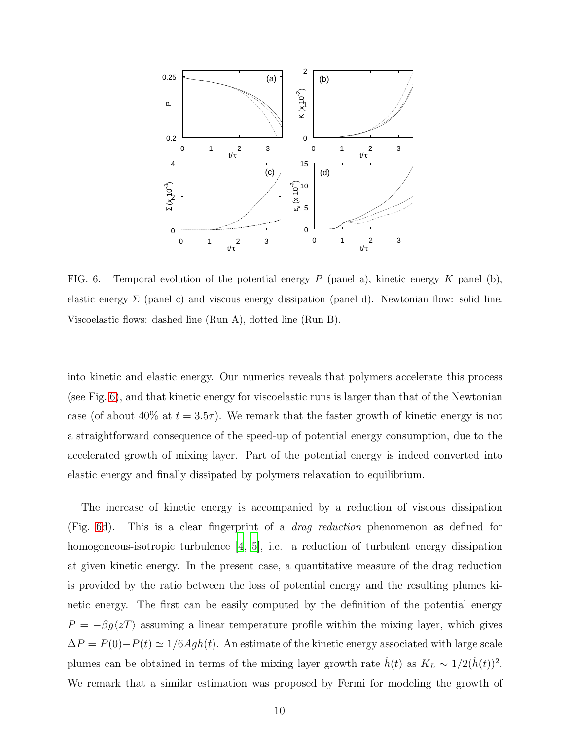FIG. 6. Temporal evolution of the potential energy $P$ (panel a), kinetic energy $K$ panel (b), elastic energy $\Sigma$ (panel c) and viscous energy dissipation (panel d). Newtonian flow: solid line. Viscoelastic flows: dashed line (Run A), dotted line (Run B).

into kinetic and elastic energy. Our numerics reveals that polymers accelerate this process (see Fig. 6), and that kinetic energy for viscoelastic runs is larger than that of the Newtonian case (of about 40% at $t = 3.5\tau$). We remark that the faster growth of kinetic energy is not a straightforward consequence of the speed-up of potential energy consumption, due to the accelerated growth of mixing layer. Part of the potential energy is indeed converted into elastic energy and finally dissipated by polymers relaxation to equilibrium.

The increase of kinetic energy is accompanied by a reduction of viscous dissipation (Fig. 6d). This is a clear fingerprint of a *drag reduction* phenomenon as defined for homogeneous-isotropic turbulence [4, 5], i.e. a reduction of turbulent energy dissipation at given kinetic energy. In the present case, a quantitative measure of the drag reduction is provided by the ratio between the loss of potential energy and the resulting plumes kinetic energy. The first can be easily computed by the definition of the potential energy $P = -\beta g \langle zT \rangle$ assuming a linear temperature profile within the mixing layer, which gives $\Delta P = P(0) - P(t) \simeq 1/6Agh(t)$. An estimate of the kinetic energy associated with large scale plumes can be obtained in terms of the mixing layer growth rate $\dot{h}(t)$ as $K_L \sim 1/2(\dot{h}(t))^2$. We remark that a similar estimation was proposed by Fermi for modeling the growth of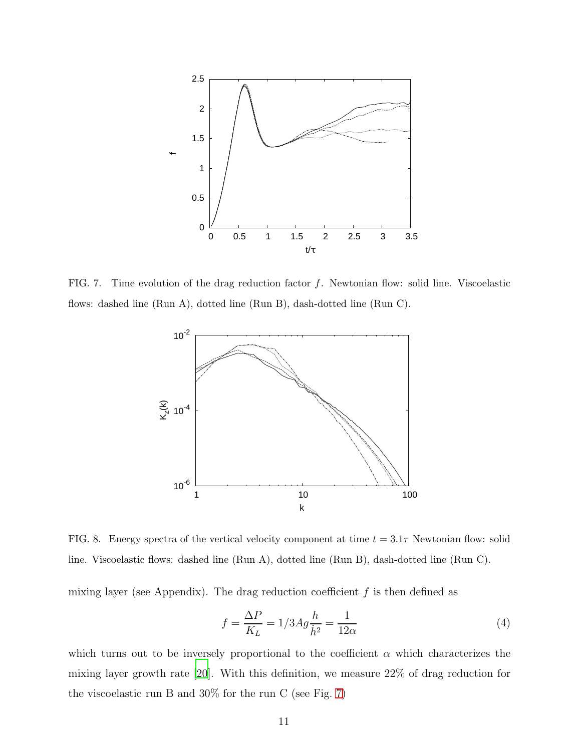FIG. 7. Time evolution of the drag reduction factor $f$. Newtonian flow: solid line. Viscoelastic flows: dashed line (Run A), dotted line (Run B), dash-dotted line (Run C).

FIG. 8. Energy spectra of the vertical velocity component at time $t = 3.1\tau$ Newtonian flow: solid line. Viscoelastic flows: dashed line (Run A), dotted line (Run B), dash-dotted line (Run C).

mixing layer (see Appendix). The drag reduction coefficient $f$ is then defined as

$$f = \frac{\Delta P}{K_L} = 1/3Ag\frac{h}{\dot{h}^2} = \frac{1}{12\alpha} \tag{4}$$

which turns out to be inversely proportional to the coefficient $\alpha$ which characterizes the mixing layer growth rate [20]. With this definition, we measure 22% of drag reduction for the viscoelastic run B and 30% for the run C (see Fig. 7)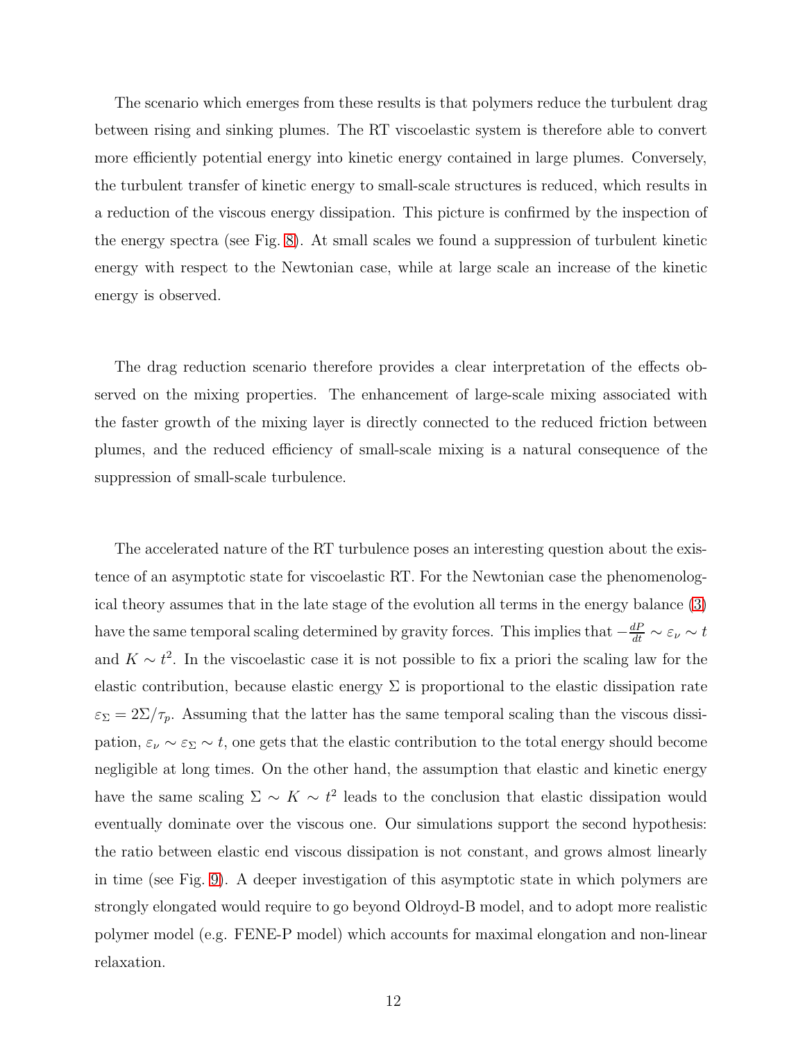The scenario which emerges from these results is that polymers reduce the turbulent drag between rising and sinking plumes. The RT viscoelastic system is therefore able to convert more efficiently potential energy into kinetic energy contained in large plumes. Conversely, the turbulent transfer of kinetic energy to small-scale structures is reduced, which results in a reduction of the viscous energy dissipation. This picture is confirmed by the inspection of the energy spectra (see Fig. 8). At small scales we found a suppression of turbulent kinetic energy with respect to the Newtonian case, while at large scale an increase of the kinetic energy is observed.

The drag reduction scenario therefore provides a clear interpretation of the effects observed on the mixing properties. The enhancement of large-scale mixing associated with the faster growth of the mixing layer is directly connected to the reduced friction between plumes, and the reduced efficiency of small-scale mixing is a natural consequence of the suppression of small-scale turbulence.

The accelerated nature of the RT turbulence poses an interesting question about the existence of an asymptotic state for viscoelastic RT. For the Newtonian case the phenomenological theory assumes that in the late stage of the evolution all terms in the energy balance (3) have the same temporal scaling determined by gravity forces. This implies that $-\frac{dP}{dt} \sim \varepsilon_\nu \sim t$ and $K \sim t^2$. In the viscoelastic case it is not possible to fix a priori the scaling law for the elastic contribution, because elastic energy $\Sigma$ is proportional to the elastic dissipation rate $\varepsilon_\Sigma = 2\Sigma/\tau_p$. Assuming that the latter has the same temporal scaling than the viscous dissipation, $\varepsilon_\nu \sim \varepsilon_\Sigma \sim t$, one gets that the elastic contribution to the total energy should become negligible at long times. On the other hand, the assumption that elastic and kinetic energy have the same scaling $\Sigma \sim K \sim t^2$ leads to the conclusion that elastic dissipation would eventually dominate over the viscous one. Our simulations support the second hypothesis: the ratio between elastic end viscous dissipation is not constant, and grows almost linearly in time (see Fig. 9). A deeper investigation of this asymptotic state in which polymers are strongly elongated would require to go beyond Oldroyd-B model, and to adopt more realistic polymer model (e.g. FENE-P model) which accounts for maximal elongation and non-linear relaxation.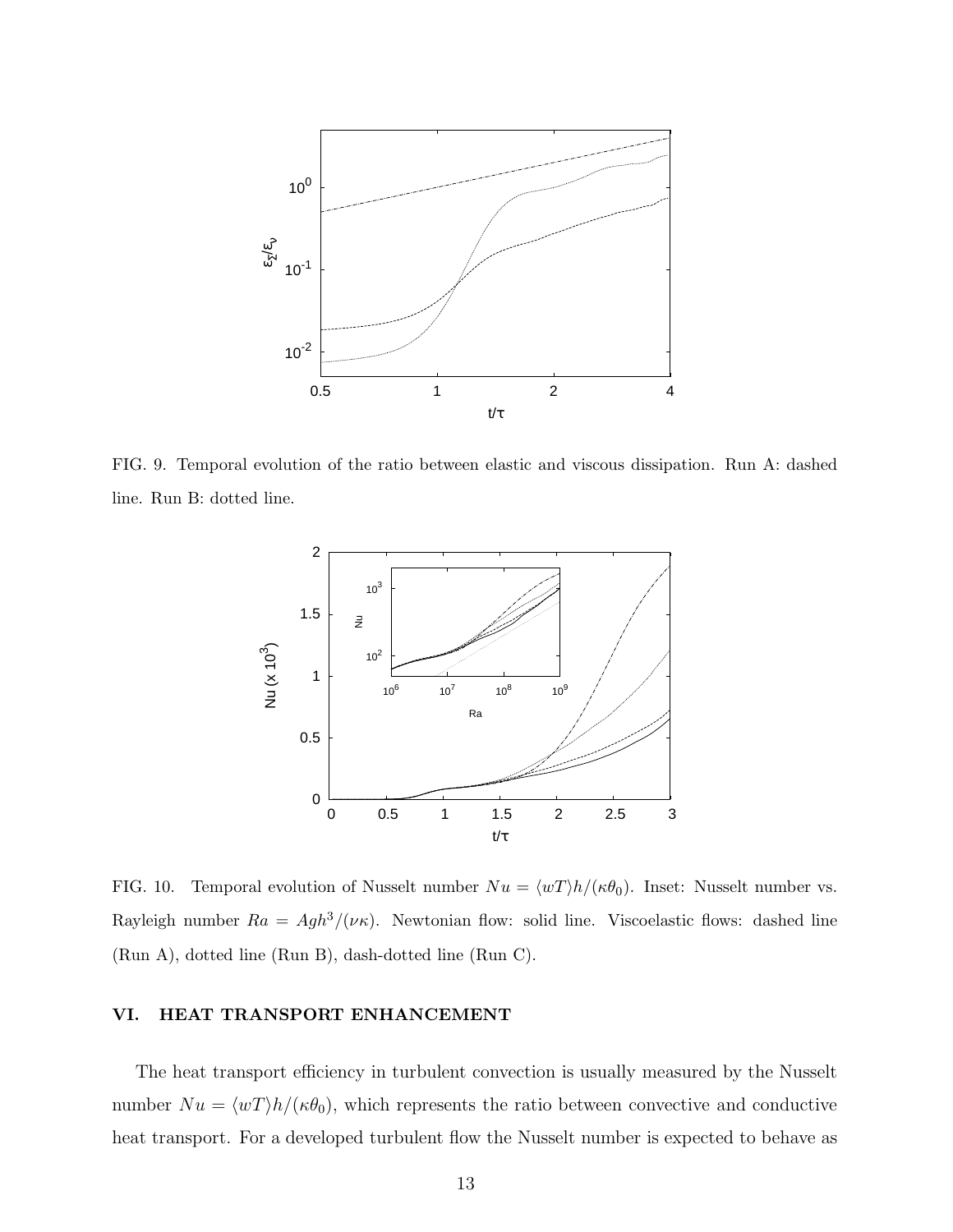FIG. 9. Temporal evolution of the ratio between elastic and viscous dissipation. Run A: dashed line. Run B: dotted line.

FIG. 10. Temporal evolution of Nusselt number $Nu = \langle wT \rangle h/(\kappa\theta_0)$. Inset: Nusselt number vs. Rayleigh number $Ra = Agh^3/(\nu\kappa)$. Newtonian flow: solid line. Viscoelastic flows: dashed line (Run A), dotted line (Run B), dash-dotted line (Run C).

## VI. HEAT TRANSPORT ENHANCEMENT

The heat transport efficiency in turbulent convection is usually measured by the Nusselt number $Nu = \langle wT \rangle h/(\kappa\theta_0)$, which represents the ratio between convective and conductive heat transport. For a developed turbulent flow the Nusselt number is expected to behave as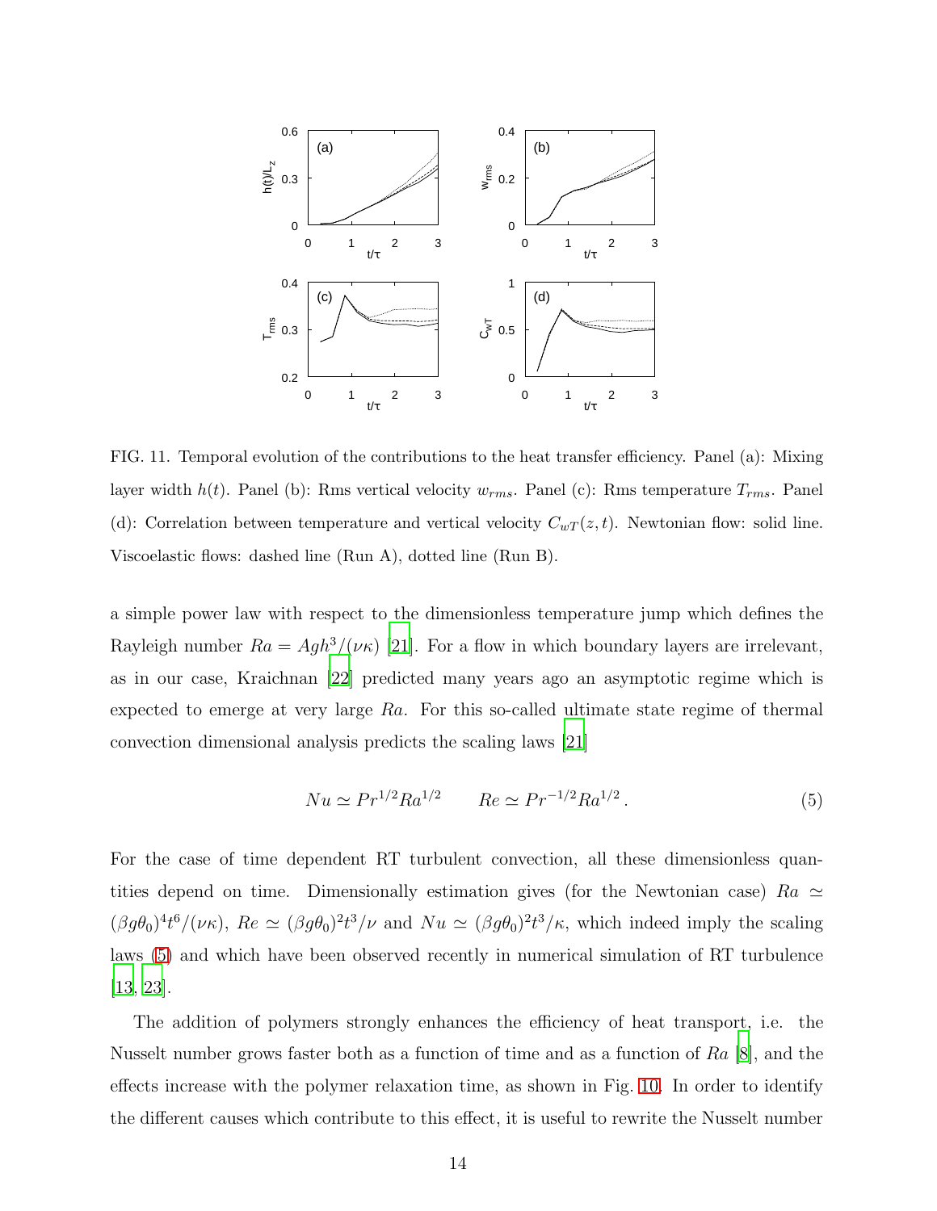FIG. 11. Temporal evolution of the contributions to the heat transfer efficiency. Panel (a): Mixing layer width $h(t)$. Panel (b): Rms vertical velocity $w_{rms}$. Panel (c): Rms temperature $T_{rms}$. Panel (d): Correlation between temperature and vertical velocity $C_{wT}(z,t)$. Newtonian flow: solid line. Viscoelastic flows: dashed line (Run A), dotted line (Run B).

a simple power law with respect to the dimensionless temperature jump which defines the Rayleigh number $Ra = Agh^3/(\nu\kappa)$ [21]. For a flow in which boundary layers are irrelevant, as in our case, Kraichnan [22] predicted many years ago an asymptotic regime which is expected to emerge at very large $Ra$. For this so-called ultimate state regime of thermal convection dimensional analysis predicts the scaling laws [21]

$$Nu \simeq Pr^{1/2} Ra^{1/2} \qquad Re \simeq Pr^{-1/2} Ra^{1/2} \,. \tag{5}$$

For the case of time dependent RT turbulent convection, all these dimensionless quantities depend on time. Dimensionally estimation gives (for the Newtonian case) $Ra \simeq (\beta g \theta_0)^4 t^6/(\nu\kappa)$, $Re \simeq (\beta g \theta_0)^2 t^3/\nu$ and $Nu \simeq (\beta g \theta_0)^2 t^3/\kappa$, which indeed imply the scaling laws (5) and which have been observed recently in numerical simulation of RT turbulence [13, 23].

The addition of polymers strongly enhances the efficiency of heat transport, i.e. the Nusselt number grows faster both as a function of time and as a function of $Ra$ [8], and the effects increase with the polymer relaxation time, as shown in Fig. 10. In order to identify the different causes which contribute to this effect, it is useful to rewrite the Nusselt number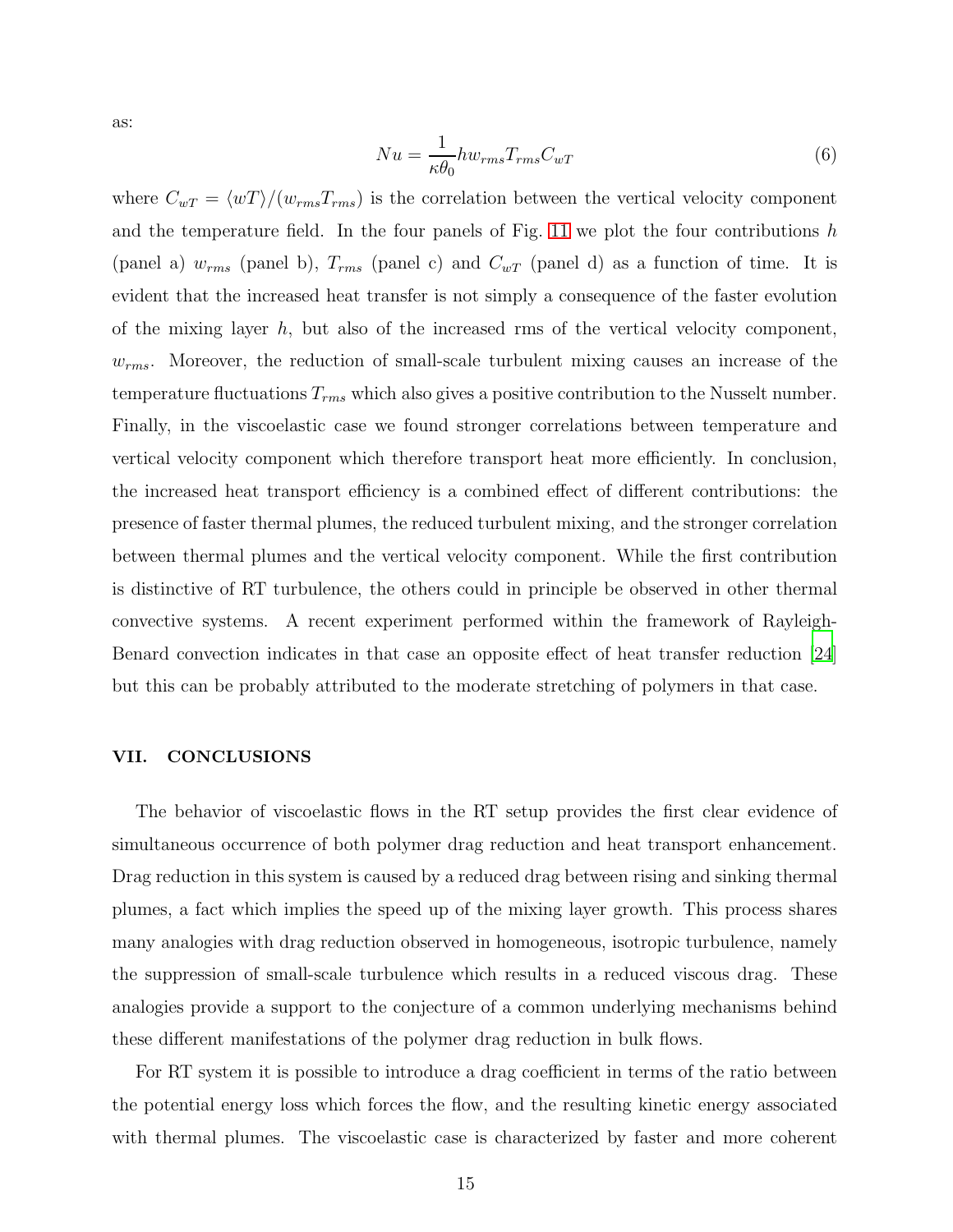as:

$$Nu = \frac{1}{\kappa\theta_0} h w_{rms} T_{rms} C_{wT} \tag{6}$$

where $C_{wT} = \langle wT \rangle / (w_{rms} T_{rms})$ is the correlation between the vertical velocity component and the temperature field. In the four panels of Fig. 11 we plot the four contributions $h$ (panel a) $w_{rms}$ (panel b), $T_{rms}$ (panel c) and $C_{wT}$ (panel d) as a function of time. It is evident that the increased heat transfer is not simply a consequence of the faster evolution of the mixing layer $h$, but also of the increased rms of the vertical velocity component, $w_{rms}$. Moreover, the reduction of small-scale turbulent mixing causes an increase of the temperature fluctuations $T_{rms}$ which also gives a positive contribution to the Nusselt number. Finally, in the viscoelastic case we found stronger correlations between temperature and vertical velocity component which therefore transport heat more efficiently. In conclusion, the increased heat transport efficiency is a combined effect of different contributions: the presence of faster thermal plumes, the reduced turbulent mixing, and the stronger correlation between thermal plumes and the vertical velocity component. While the first contribution is distinctive of RT turbulence, the others could in principle be observed in other thermal convective systems. A recent experiment performed within the framework of Rayleigh-Benard convection indicates in that case an opposite effect of heat transfer reduction [24] but this can be probably attributed to the moderate stretching of polymers in that case.

## VII. CONCLUSIONS

The behavior of viscoelastic flows in the RT setup provides the first clear evidence of simultaneous occurrence of both polymer drag reduction and heat transport enhancement. Drag reduction in this system is caused by a reduced drag between rising and sinking thermal plumes, a fact which implies the speed up of the mixing layer growth. This process shares many analogies with drag reduction observed in homogeneous, isotropic turbulence, namely the suppression of small-scale turbulence which results in a reduced viscous drag. These analogies provide a support to the conjecture of a common underlying mechanisms behind these different manifestations of the polymer drag reduction in bulk flows.

For RT system it is possible to introduce a drag coefficient in terms of the ratio between the potential energy loss which forces the flow, and the resulting kinetic energy associated with thermal plumes. The viscoelastic case is characterized by faster and more coherent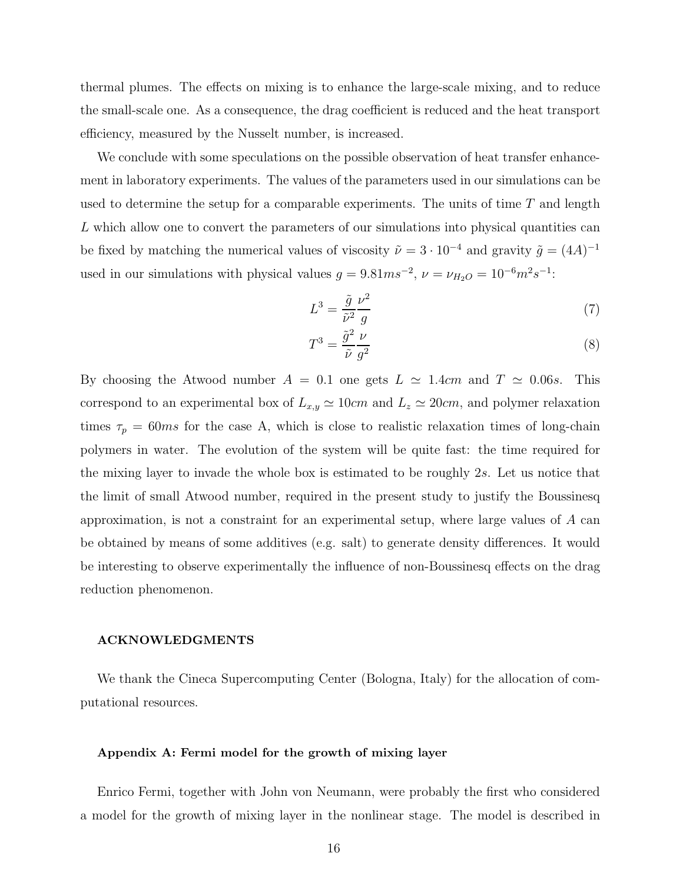thermal plumes. The effects on mixing is to enhance the large-scale mixing, and to reduce the small-scale one. As a consequence, the drag coefficient is reduced and the heat transport efficiency, measured by the Nusselt number, is increased.

We conclude with some speculations on the possible observation of heat transfer enhancement in laboratory experiments. The values of the parameters used in our simulations can be used to determine the setup for a comparable experiments. The units of time $T$ and length $L$ which allow one to convert the parameters of our simulations into physical quantities can be fixed by matching the numerical values of viscosity $\tilde{\nu} = 3 \cdot 10^{-4}$ and gravity $\tilde{g} = (4A)^{-1}$ used in our simulations with physical values $g = 9.81 ms^{-2}$, $\nu = \nu_{H_2O} = 10^{-6} m^2 s^{-1}$:

$$L^3 = \frac{\tilde{g}}{\tilde{\nu}^2} \frac{\nu^2}{g} \tag{7}$$

$$T^3 = \frac{\tilde{g}^2}{\tilde{\nu}} \frac{\nu}{g^2} \tag{8}$$

By choosing the Atwood number $A = 0.1$ one gets $L \simeq 1.4cm$ and $T \simeq 0.06s$. This correspond to an experimental box of $L_{x,y} \simeq 10cm$ and $L_z \simeq 20cm$, and polymer relaxation times $\tau_p = 60ms$ for the case A, which is close to realistic relaxation times of long-chain polymers in water. The evolution of the system will be quite fast: the time required for the mixing layer to invade the whole box is estimated to be roughly $2s$. Let us notice that the limit of small Atwood number, required in the present study to justify the Boussinesq approximation, is not a constraint for an experimental setup, where large values of $A$ can be obtained by means of some additives (e.g. salt) to generate density differences. It would be interesting to observe experimentally the influence of non-Boussinesq effects on the drag reduction phenomenon.

## ACKNOWLEDGMENTS

We thank the Cineca Supercomputing Center (Bologna, Italy) for the allocation of computational resources.

### Appendix A: Fermi model for the growth of mixing layer

Enrico Fermi, together with John von Neumann, were probably the first who considered a model for the growth of mixing layer in the nonlinear stage. The model is described in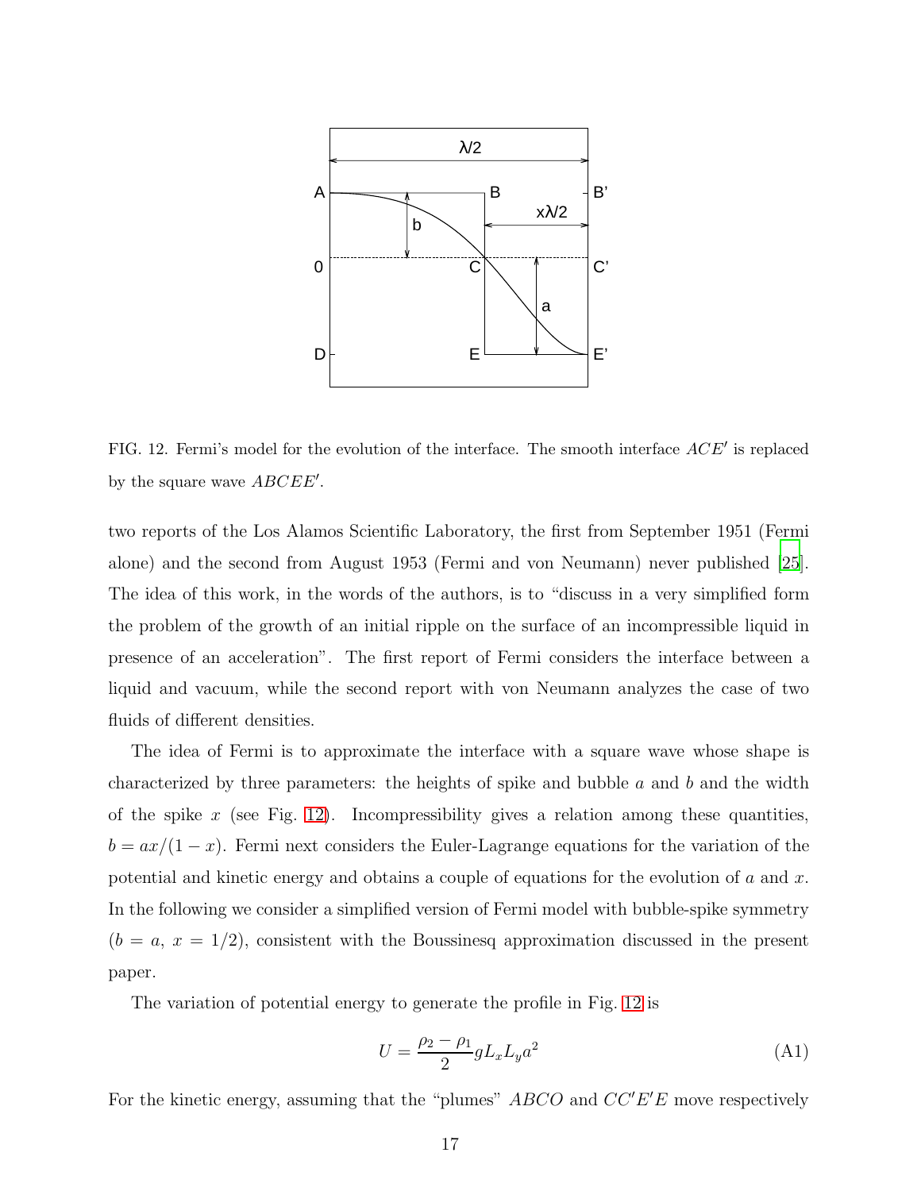FIG. 12. Fermi's model for the evolution of the interface. The smooth interface $ACE'$ is replaced by the square wave $ABCEE'$.

two reports of the Los Alamos Scientific Laboratory, the first from September 1951 (Fermi alone) and the second from August 1953 (Fermi and von Neumann) never published [25]. The idea of this work, in the words of the authors, is to "discuss in a very simplified form the problem of the growth of an initial ripple on the surface of an incompressible liquid in presence of an acceleration". The first report of Fermi considers the interface between a liquid and vacuum, while the second report with von Neumann analyzes the case of two fluids of different densities.

The idea of Fermi is to approximate the interface with a square wave whose shape is characterized by three parameters: the heights of spike and bubble $a$ and $b$ and the width of the spike $x$ (see Fig. 12). Incompressibility gives a relation among these quantities, $b = ax/(1-x)$. Fermi next considers the Euler-Lagrange equations for the variation of the potential and kinetic energy and obtains a couple of equations for the evolution of $a$ and $x$. In the following we consider a simplified version of Fermi model with bubble-spike symmetry ($b = a$, $x = 1/2$), consistent with the Boussinesq approximation discussed in the present paper.

The variation of potential energy to generate the profile in Fig. 12 is

$$U = \frac{\rho_2 - \rho_1}{2} g L_x L_y a^2 \tag{A1}$$

For the kinetic energy, assuming that the "plumes" $ABCO$ and $CC'E'E$ move respectively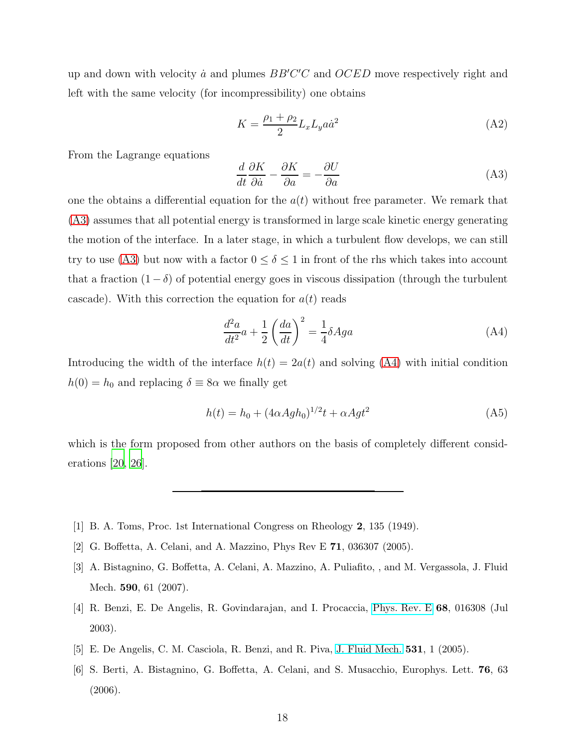up and down with velocity $\dot{a}$ and plumes $BB'C'C$ and $OCED$ move respectively right and left with the same velocity (for incompressibility) one obtains

$$K = \frac{\rho_1 + \rho_2}{2} L_x L_y a \dot{a}^2 \tag{A2}$$

From the Lagrange equations

$$\frac{d}{dt}\frac{\partial K}{\partial \dot{a}} - \frac{\partial K}{\partial a} = -\frac{\partial U}{\partial a} \tag{A3}$$

one the obtains a differential equation for the $a(t)$ without free parameter. We remark that (A3) assumes that all potential energy is transformed in large scale kinetic energy generating the motion of the interface. In a later stage, in which a turbulent flow develops, we can still try to use (A3) but now with a factor $0 \leq \delta \leq 1$ in front of the rhs which takes into account that a fraction $(1 - \delta)$ of potential energy goes in viscous dissipation (through the turbulent cascade). With this correction the equation for $a(t)$ reads

$$\frac{d^2 a}{dt^2} a + \frac{1}{2}\left(\frac{da}{dt}\right)^2 = \frac{1}{4}\delta A g a \tag{A4}$$

Introducing the width of the interface $h(t) = 2a(t)$ and solving (A4) with initial condition $h(0) = h_0$ and replacing $\delta \equiv 8\alpha$ we finally get

$$h(t) = h_0 + (4\alpha A g h_0)^{1/2} t + \alpha A g t^2 \tag{A5}$$

which is the form proposed from other authors on the basis of completely different considerations [20, 26].

---

[1] B. A. Toms, Proc. 1st International Congress on Rheology **2**, 135 (1949).

[2] G. Boffetta, A. Celani, and A. Mazzino, Phys Rev E **71**, 036307 (2005).

[3] A. Bistagnino, G. Boffetta, A. Celani, A. Mazzino, A. Puliafito, , and M. Vergassola, J. Fluid Mech. **590**, 61 (2007).

[4] R. Benzi, E. De Angelis, R. Govindarajan, and I. Procaccia, Phys. Rev. E **68**, 016308 (Jul 2003).

[5] E. De Angelis, C. M. Casciola, R. Benzi, and R. Piva, J. Fluid Mech. **531**, 1 (2005).

[6] S. Berti, A. Bistagnino, G. Boffetta, A. Celani, and S. Musacchio, Europhys. Lett. **76**, 63 (2006).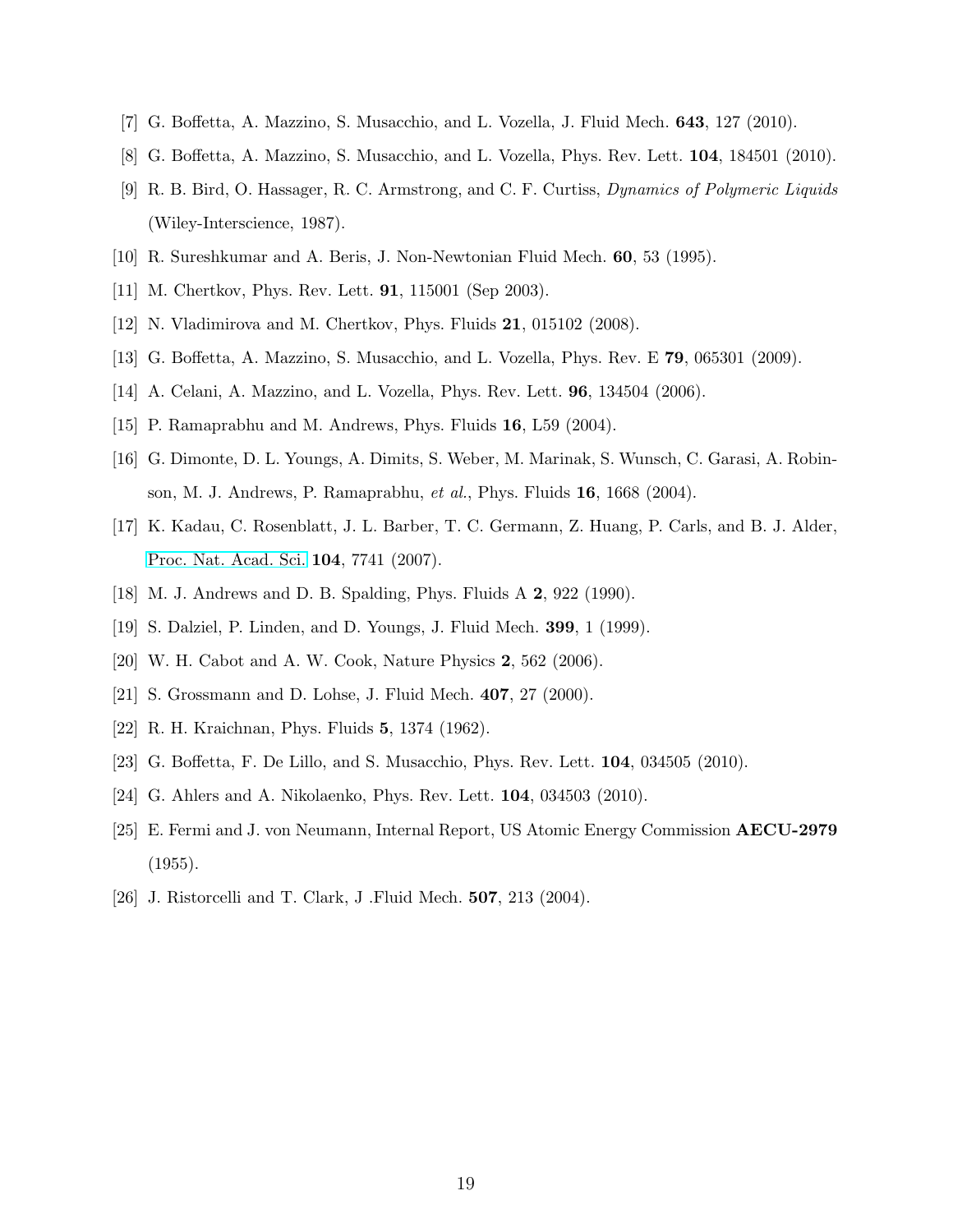[7] G. Boffetta, A. Mazzino, S. Musacchio, and L. Vozella, J. Fluid Mech. **643**, 127 (2010).

[8] G. Boffetta, A. Mazzino, S. Musacchio, and L. Vozella, Phys. Rev. Lett. **104**, 184501 (2010).

[9] R. B. Bird, O. Hassager, R. C. Armstrong, and C. F. Curtiss, *Dynamics of Polymeric Liquids* (Wiley-Interscience, 1987).

[10] R. Sureshkumar and A. Beris, J. Non-Newtonian Fluid Mech. **60**, 53 (1995).

[11] M. Chertkov, Phys. Rev. Lett. **91**, 115001 (Sep 2003).

[12] N. Vladimirova and M. Chertkov, Phys. Fluids **21**, 015102 (2008).

[13] G. Boffetta, A. Mazzino, S. Musacchio, and L. Vozella, Phys. Rev. E **79**, 065301 (2009).

[14] A. Celani, A. Mazzino, and L. Vozella, Phys. Rev. Lett. **96**, 134504 (2006).

[15] P. Ramaprabhu and M. Andrews, Phys. Fluids **16**, L59 (2004).

[16] G. Dimonte, D. L. Youngs, A. Dimits, S. Weber, M. Marinak, S. Wunsch, C. Garasi, A. Robinson, M. J. Andrews, P. Ramaprabhu, *et al.*, Phys. Fluids **16**, 1668 (2004).

[17] K. Kadau, C. Rosenblatt, J. L. Barber, T. C. Germann, Z. Huang, P. Carls, and B. J. Alder, Proc. Nat. Acad. Sci. **104**, 7741 (2007).

[18] M. J. Andrews and D. B. Spalding, Phys. Fluids A **2**, 922 (1990).

[19] S. Dalziel, P. Linden, and D. Youngs, J. Fluid Mech. **399**, 1 (1999).

[20] W. H. Cabot and A. W. Cook, Nature Physics **2**, 562 (2006).

[21] S. Grossmann and D. Lohse, J. Fluid Mech. **407**, 27 (2000).

[22] R. H. Kraichnan, Phys. Fluids **5**, 1374 (1962).

[23] G. Boffetta, F. De Lillo, and S. Musacchio, Phys. Rev. Lett. **104**, 034505 (2010).

[24] G. Ahlers and A. Nikolaenko, Phys. Rev. Lett. **104**, 034503 (2010).

[25] E. Fermi and J. von Neumann, Internal Report, US Atomic Energy Commission **AECU-2979** (1955).

[26] J. Ristorcelli and T. Clark, J .Fluid Mech. **507**, 213 (2004).